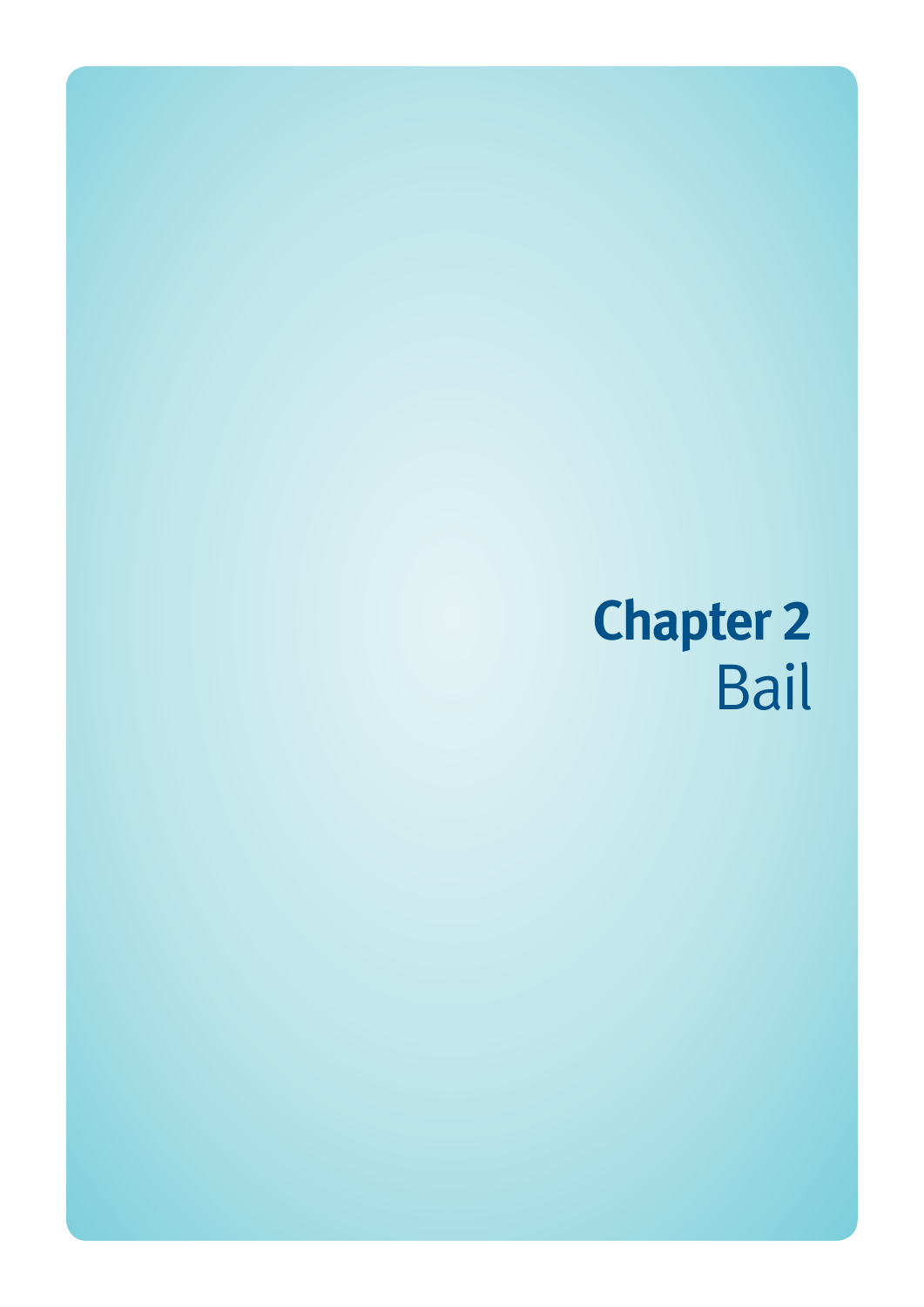# Chapter 2
## Bail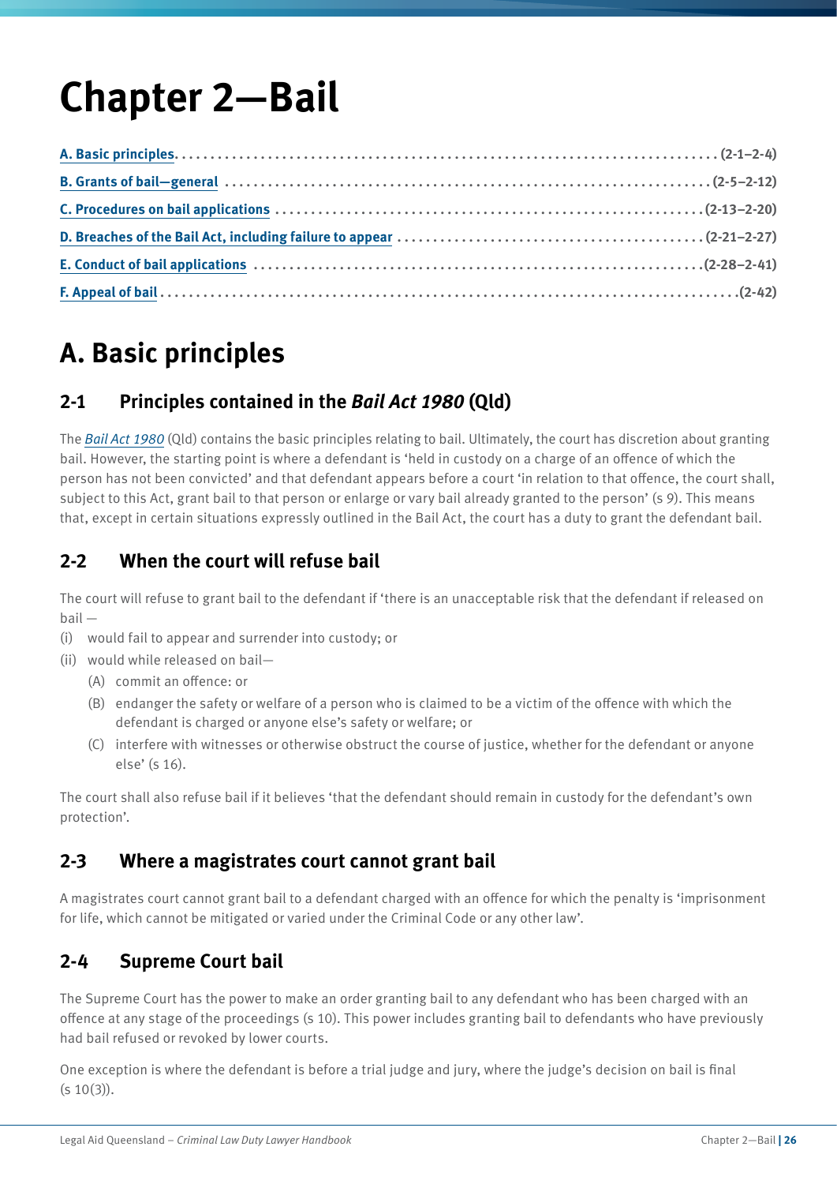# Chapter 2—Bail

[A. Basic principles](#) ........ (2-1–2-4)
[B. Grants of bail—general](#) ........ (2-5–2-12)
[C. Procedures on bail applications](#) ........ (2-13–2-20)
[D. Breaches of the Bail Act, including failure to appear](#) ........ (2-21–2-27)
[E. Conduct of bail applications](#) ........ (2-28–2-41)
[F. Appeal of bail](#) ........ (2-42)

## A. Basic principles

### 2-1 Principles contained in the *Bail Act 1980* (Qld)

The *Bail Act 1980* (Qld) contains the basic principles relating to bail. Ultimately, the court has discretion about granting bail. However, the starting point is where a defendant is 'held in custody on a charge of an offence of which the person has not been convicted' and that defendant appears before a court 'in relation to that offence, the court shall, subject to this Act, grant bail to that person or enlarge or vary bail already granted to the person' (s 9). This means that, except in certain situations expressly outlined in the Bail Act, the court has a duty to grant the defendant bail.

### 2-2 When the court will refuse bail

The court will refuse to grant bail to the defendant if 'there is an unacceptable risk that the defendant if released on bail —

- (i) would fail to appear and surrender into custody; or
- (ii) would while released on bail—
  - (A) commit an offence: or
  - (B) endanger the safety or welfare of a person who is claimed to be a victim of the offence with which the defendant is charged or anyone else's safety or welfare; or
  - (C) interfere with witnesses or otherwise obstruct the course of justice, whether for the defendant or anyone else' (s 16).

The court shall also refuse bail if it believes 'that the defendant should remain in custody for the defendant's own protection'.

### 2-3 Where a magistrates court cannot grant bail

A magistrates court cannot grant bail to a defendant charged with an offence for which the penalty is 'imprisonment for life, which cannot be mitigated or varied under the Criminal Code or any other law'.

### 2-4 Supreme Court bail

The Supreme Court has the power to make an order granting bail to any defendant who has been charged with an offence at any stage of the proceedings (s 10). This power includes granting bail to defendants who have previously had bail refused or revoked by lower courts.

One exception is where the defendant is before a trial judge and jury, where the judge's decision on bail is final (s 10(3)).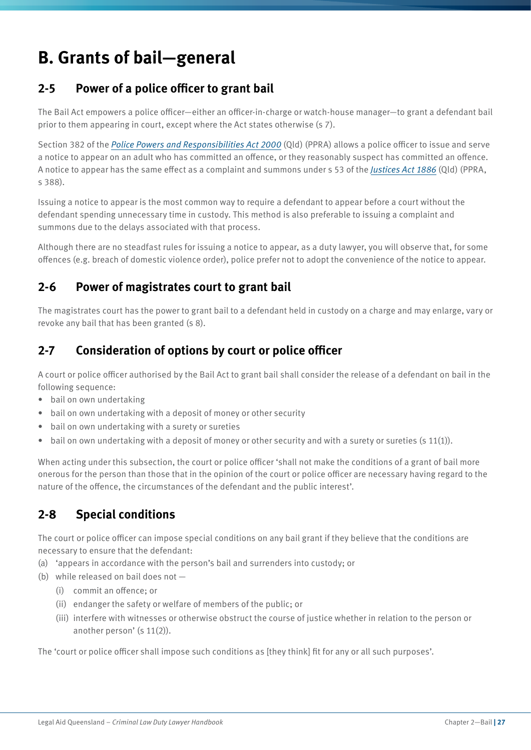# B. Grants of bail—general

## 2-5 Power of a police officer to grant bail

The Bail Act empowers a police officer—either an officer-in-charge or watch-house manager—to grant a defendant bail prior to them appearing in court, except where the Act states otherwise (s 7).

Section 382 of the *Police Powers and Responsibilities Act 2000* (Qld) (PPRA) allows a police officer to issue and serve a notice to appear on an adult who has committed an offence, or they reasonably suspect has committed an offence. A notice to appear has the same effect as a complaint and summons under s 53 of the *Justices Act 1886* (Qld) (PPRA, s 388).

Issuing a notice to appear is the most common way to require a defendant to appear before a court without the defendant spending unnecessary time in custody. This method is also preferable to issuing a complaint and summons due to the delays associated with that process.

Although there are no steadfast rules for issuing a notice to appear, as a duty lawyer, you will observe that, for some offences (e.g. breach of domestic violence order), police prefer not to adopt the convenience of the notice to appear.

## 2-6 Power of magistrates court to grant bail

The magistrates court has the power to grant bail to a defendant held in custody on a charge and may enlarge, vary or revoke any bail that has been granted (s 8).

## 2-7 Consideration of options by court or police officer

A court or police officer authorised by the Bail Act to grant bail shall consider the release of a defendant on bail in the following sequence:

- bail on own undertaking
- bail on own undertaking with a deposit of money or other security
- bail on own undertaking with a surety or sureties
- bail on own undertaking with a deposit of money or other security and with a surety or sureties (s 11(1)).

When acting under this subsection, the court or police officer 'shall not make the conditions of a grant of bail more onerous for the person than those that in the opinion of the court or police officer are necessary having regard to the nature of the offence, the circumstances of the defendant and the public interest'.

## 2-8 Special conditions

The court or police officer can impose special conditions on any bail grant if they believe that the conditions are necessary to ensure that the defendant:

(a) 'appears in accordance with the person's bail and surrenders into custody; or

(b) while released on bail does not —

  (i) commit an offence; or

  (ii) endanger the safety or welfare of members of the public; or

  (iii) interfere with witnesses or otherwise obstruct the course of justice whether in relation to the person or another person' (s 11(2)).

The 'court or police officer shall impose such conditions as [they think] fit for any or all such purposes'.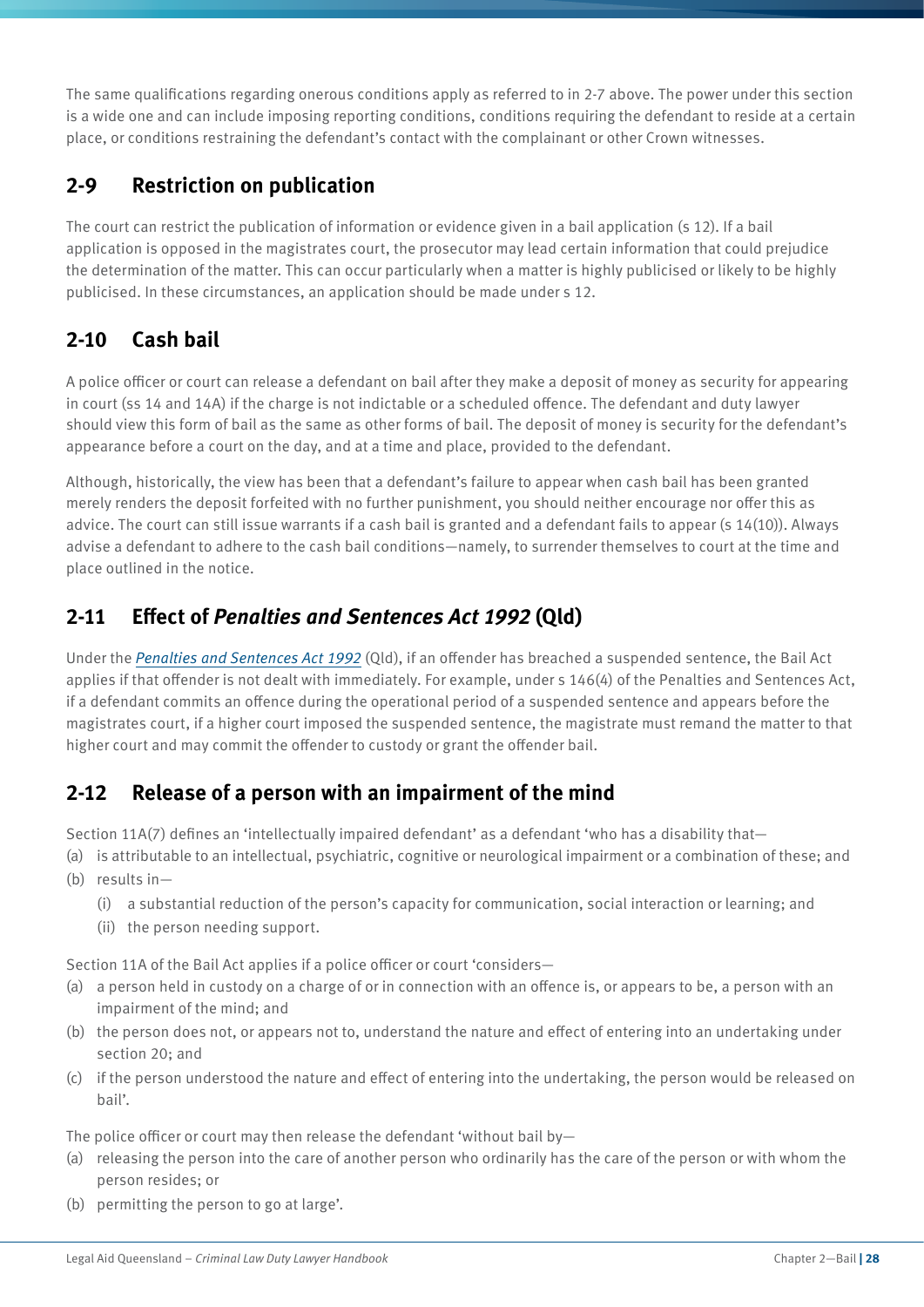The same qualifications regarding onerous conditions apply as referred to in 2-7 above. The power under this section is a wide one and can include imposing reporting conditions, conditions requiring the defendant to reside at a certain place, or conditions restraining the defendant's contact with the complainant or other Crown witnesses.

## 2-9 Restriction on publication

The court can restrict the publication of information or evidence given in a bail application (s 12). If a bail application is opposed in the magistrates court, the prosecutor may lead certain information that could prejudice the determination of the matter. This can occur particularly when a matter is highly publicised or likely to be highly publicised. In these circumstances, an application should be made under s 12.

## 2-10 Cash bail

A police officer or court can release a defendant on bail after they make a deposit of money as security for appearing in court (ss 14 and 14A) if the charge is not indictable or a scheduled offence. The defendant and duty lawyer should view this form of bail as the same as other forms of bail. The deposit of money is security for the defendant's appearance before a court on the day, and at a time and place, provided to the defendant.

Although, historically, the view has been that a defendant's failure to appear when cash bail has been granted merely renders the deposit forfeited with no further punishment, you should neither encourage nor offer this as advice. The court can still issue warrants if a cash bail is granted and a defendant fails to appear (s 14(10)). Always advise a defendant to adhere to the cash bail conditions—namely, to surrender themselves to court at the time and place outlined in the notice.

## 2-11 Effect of *Penalties and Sentences Act 1992* (Qld)

Under the *Penalties and Sentences Act 1992* (Qld), if an offender has breached a suspended sentence, the Bail Act applies if that offender is not dealt with immediately. For example, under s 146(4) of the Penalties and Sentences Act, if a defendant commits an offence during the operational period of a suspended sentence and appears before the magistrates court, if a higher court imposed the suspended sentence, the magistrate must remand the matter to that higher court and may commit the offender to custody or grant the offender bail.

## 2-12 Release of a person with an impairment of the mind

Section 11A(7) defines an 'intellectually impaired defendant' as a defendant 'who has a disability that—

(a) is attributable to an intellectual, psychiatric, cognitive or neurological impairment or a combination of these; and
(b) results in—
    (i) a substantial reduction of the person's capacity for communication, social interaction or learning; and
    (ii) the person needing support.

Section 11A of the Bail Act applies if a police officer or court 'considers—

(a) a person held in custody on a charge of or in connection with an offence is, or appears to be, a person with an impairment of the mind; and
(b) the person does not, or appears not to, understand the nature and effect of entering into an undertaking under section 20; and
(c) if the person understood the nature and effect of entering into the undertaking, the person would be released on bail'.

The police officer or court may then release the defendant 'without bail by—

(a) releasing the person into the care of another person who ordinarily has the care of the person or with whom the person resides; or
(b) permitting the person to go at large'.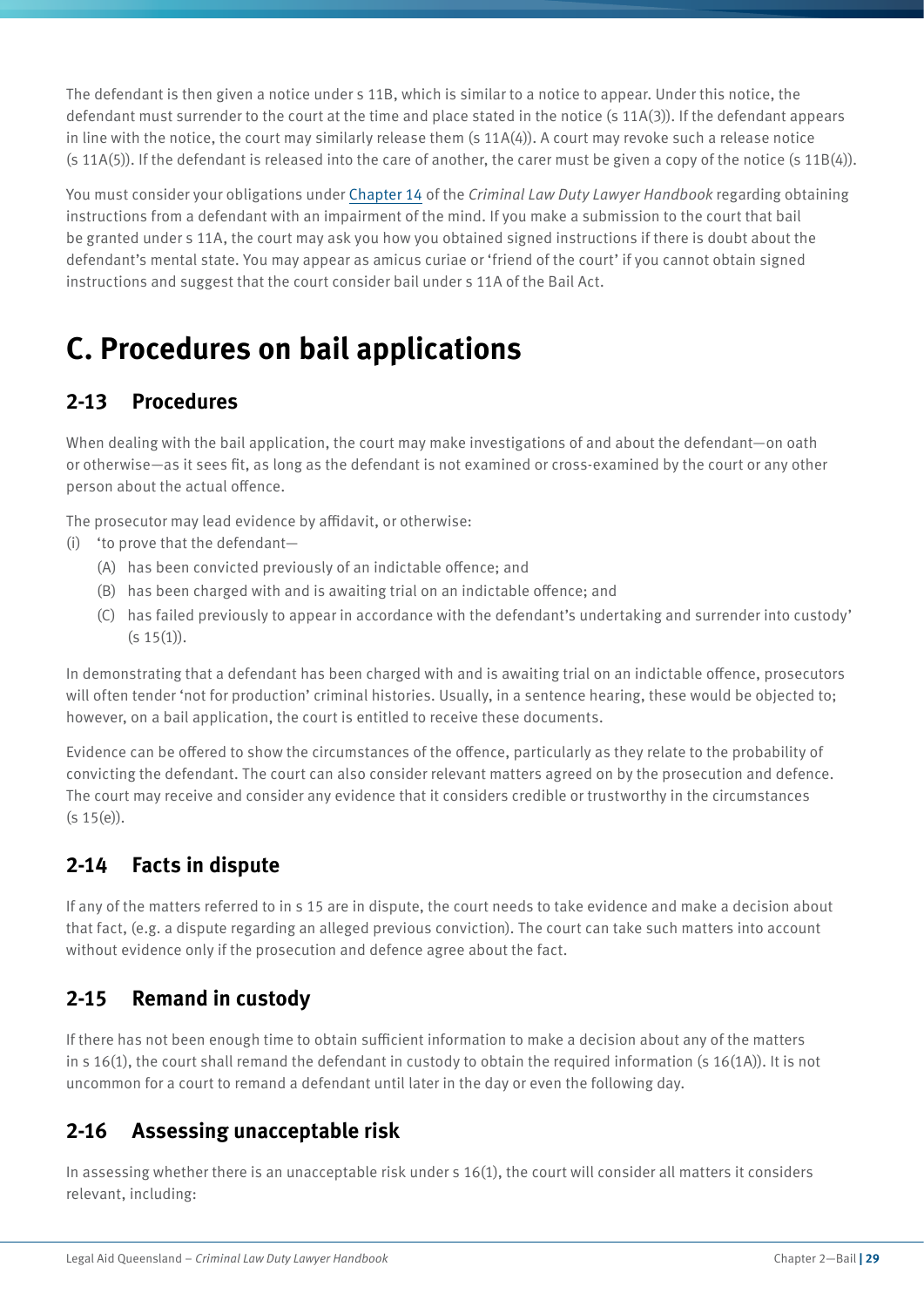The defendant is then given a notice under s 11B, which is similar to a notice to appear. Under this notice, the defendant must surrender to the court at the time and place stated in the notice (s 11A(3)). If the defendant appears in line with the notice, the court may similarly release them (s 11A(4)). A court may revoke such a release notice (s 11A(5)). If the defendant is released into the care of another, the carer must be given a copy of the notice (s 11B(4)).

You must consider your obligations under Chapter 14 of the *Criminal Law Duty Lawyer Handbook* regarding obtaining instructions from a defendant with an impairment of the mind. If you make a submission to the court that bail be granted under s 11A, the court may ask you how you obtained signed instructions if there is doubt about the defendant's mental state. You may appear as amicus curiae or 'friend of the court' if you cannot obtain signed instructions and suggest that the court consider bail under s 11A of the Bail Act.

# C. Procedures on bail applications

## 2-13 Procedures

When dealing with the bail application, the court may make investigations of and about the defendant—on oath or otherwise—as it sees fit, as long as the defendant is not examined or cross-examined by the court or any other person about the actual offence.

The prosecutor may lead evidence by affidavit, or otherwise:

(i) 'to prove that the defendant—
   (A) has been convicted previously of an indictable offence; and
   (B) has been charged with and is awaiting trial on an indictable offence; and
   (C) has failed previously to appear in accordance with the defendant's undertaking and surrender into custody' (s 15(1)).

In demonstrating that a defendant has been charged with and is awaiting trial on an indictable offence, prosecutors will often tender 'not for production' criminal histories. Usually, in a sentence hearing, these would be objected to; however, on a bail application, the court is entitled to receive these documents.

Evidence can be offered to show the circumstances of the offence, particularly as they relate to the probability of convicting the defendant. The court can also consider relevant matters agreed on by the prosecution and defence. The court may receive and consider any evidence that it considers credible or trustworthy in the circumstances (s 15(e)).

## 2-14 Facts in dispute

If any of the matters referred to in s 15 are in dispute, the court needs to take evidence and make a decision about that fact, (e.g. a dispute regarding an alleged previous conviction). The court can take such matters into account without evidence only if the prosecution and defence agree about the fact.

## 2-15 Remand in custody

If there has not been enough time to obtain sufficient information to make a decision about any of the matters in s 16(1), the court shall remand the defendant in custody to obtain the required information (s 16(1A)). It is not uncommon for a court to remand a defendant until later in the day or even the following day.

## 2-16 Assessing unacceptable risk

In assessing whether there is an unacceptable risk under s 16(1), the court will consider all matters it considers relevant, including: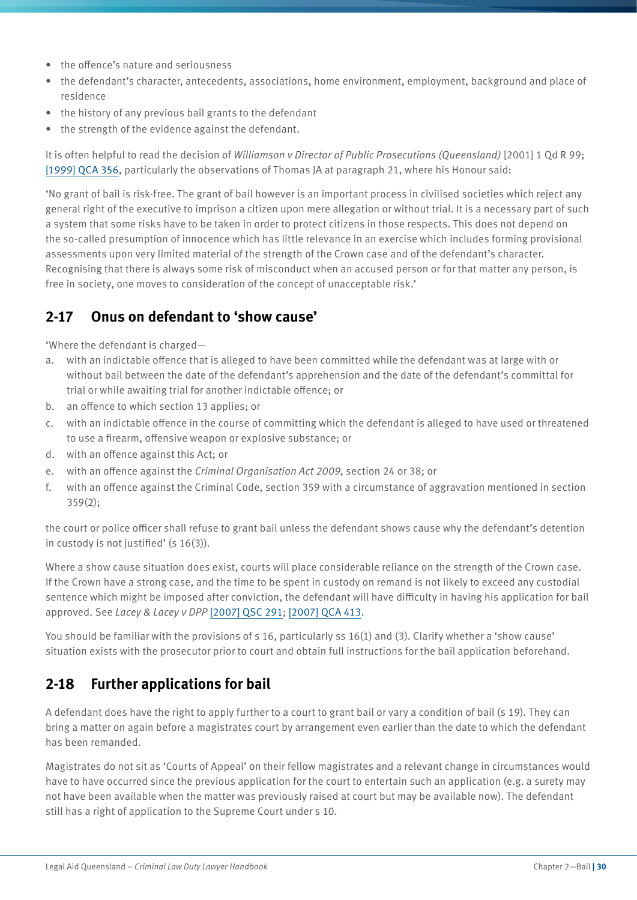- the offence's nature and seriousness
- the defendant's character, antecedents, associations, home environment, employment, background and place of residence
- the history of any previous bail grants to the defendant
- the strength of the evidence against the defendant.

It is often helpful to read the decision of *Williamson v Director of Public Prosecutions (Queensland)* [2001] 1 Qd R 99; [1999] QCA 356, particularly the observations of Thomas JA at paragraph 21, where his Honour said:

'No grant of bail is risk-free. The grant of bail however is an important process in civilised societies which reject any general right of the executive to imprison a citizen upon mere allegation or without trial. It is a necessary part of such a system that some risks have to be taken in order to protect citizens in those respects. This does not depend on the so-called presumption of innocence which has little relevance in an exercise which includes forming provisional assessments upon very limited material of the strength of the Crown case and of the defendant's character. Recognising that there is always some risk of misconduct when an accused person or for that matter any person, is free in society, one moves to consideration of the concept of unacceptable risk.'

## 2-17 Onus on defendant to 'show cause'

'Where the defendant is charged—

a. with an indictable offence that is alleged to have been committed while the defendant was at large with or without bail between the date of the defendant's apprehension and the date of the defendant's committal for trial or while awaiting trial for another indictable offence; or
b. an offence to which section 13 applies; or
c. with an indictable offence in the course of committing which the defendant is alleged to have used or threatened to use a firearm, offensive weapon or explosive substance; or
d. with an offence against this Act; or
e. with an offence against the *Criminal Organisation Act 2009*, section 24 or 38; or
f. with an offence against the Criminal Code, section 359 with a circumstance of aggravation mentioned in section 359(2);

the court or police officer shall refuse to grant bail unless the defendant shows cause why the defendant's detention in custody is not justified' (s 16(3)).

Where a show cause situation does exist, courts will place considerable reliance on the strength of the Crown case. If the Crown have a strong case, and the time to be spent in custody on remand is not likely to exceed any custodial sentence which might be imposed after conviction, the defendant will have difficulty in having his application for bail approved. See *Lacey & Lacey v DPP* [2007] QSC 291; [2007] QCA 413.

You should be familiar with the provisions of s 16, particularly ss 16(1) and (3). Clarify whether a 'show cause' situation exists with the prosecutor prior to court and obtain full instructions for the bail application beforehand.

## 2-18 Further applications for bail

A defendant does have the right to apply further to a court to grant bail or vary a condition of bail (s 19). They can bring a matter on again before a magistrates court by arrangement even earlier than the date to which the defendant has been remanded.

Magistrates do not sit as 'Courts of Appeal' on their fellow magistrates and a relevant change in circumstances would have to have occurred since the previous application for the court to entertain such an application (e.g. a surety may not have been available when the matter was previously raised at court but may be available now). The defendant still has a right of application to the Supreme Court under s 10.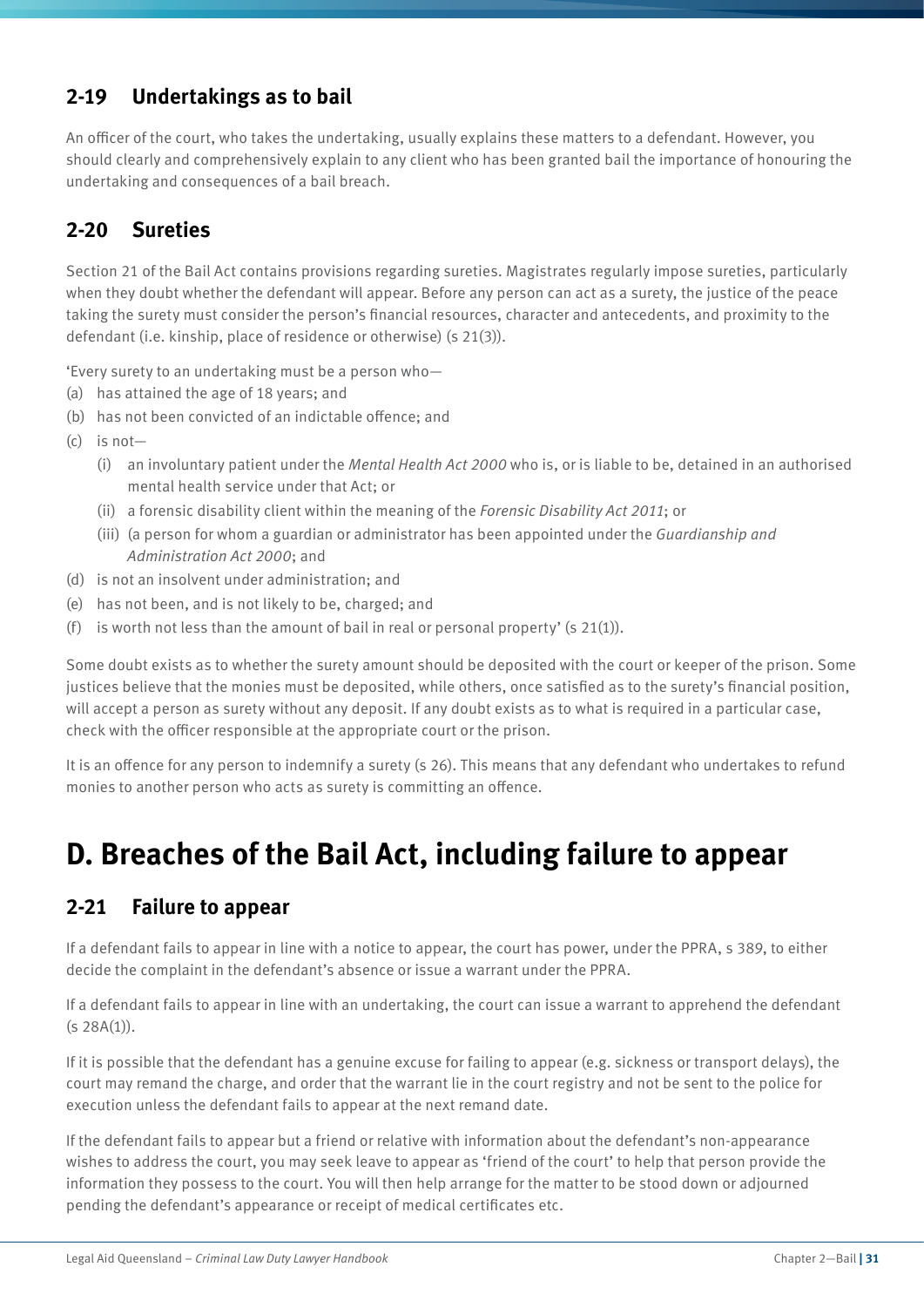### 2-19 Undertakings as to bail

An officer of the court, who takes the undertaking, usually explains these matters to a defendant. However, you should clearly and comprehensively explain to any client who has been granted bail the importance of honouring the undertaking and consequences of a bail breach.

### 2-20 Sureties

Section 21 of the Bail Act contains provisions regarding sureties. Magistrates regularly impose sureties, particularly when they doubt whether the defendant will appear. Before any person can act as a surety, the justice of the peace taking the surety must consider the person's financial resources, character and antecedents, and proximity to the defendant (i.e. kinship, place of residence or otherwise) (s 21(3)).

'Every surety to an undertaking must be a person who—

(a) has attained the age of 18 years; and
(b) has not been convicted of an indictable offence; and
(c) is not—
   (i) an involuntary patient under the *Mental Health Act 2000* who is, or is liable to be, detained in an authorised mental health service under that Act; or
   (ii) a forensic disability client within the meaning of the *Forensic Disability Act 2011*; or
   (iii) (a person for whom a guardian or administrator has been appointed under the *Guardianship and Administration Act 2000*; and
(d) is not an insolvent under administration; and
(e) has not been, and is not likely to be, charged; and
(f) is worth not less than the amount of bail in real or personal property' (s 21(1)).

Some doubt exists as to whether the surety amount should be deposited with the court or keeper of the prison. Some justices believe that the monies must be deposited, while others, once satisfied as to the surety's financial position, will accept a person as surety without any deposit. If any doubt exists as to what is required in a particular case, check with the officer responsible at the appropriate court or the prison.

It is an offence for any person to indemnify a surety (s 26). This means that any defendant who undertakes to refund monies to another person who acts as surety is committing an offence.

## D. Breaches of the Bail Act, including failure to appear

### 2-21 Failure to appear

If a defendant fails to appear in line with a notice to appear, the court has power, under the PPRA, s 389, to either decide the complaint in the defendant's absence or issue a warrant under the PPRA.

If a defendant fails to appear in line with an undertaking, the court can issue a warrant to apprehend the defendant (s 28A(1)).

If it is possible that the defendant has a genuine excuse for failing to appear (e.g. sickness or transport delays), the court may remand the charge, and order that the warrant lie in the court registry and not be sent to the police for execution unless the defendant fails to appear at the next remand date.

If the defendant fails to appear but a friend or relative with information about the defendant's non-appearance wishes to address the court, you may seek leave to appear as 'friend of the court' to help that person provide the information they possess to the court. You will then help arrange for the matter to be stood down or adjourned pending the defendant's appearance or receipt of medical certificates etc.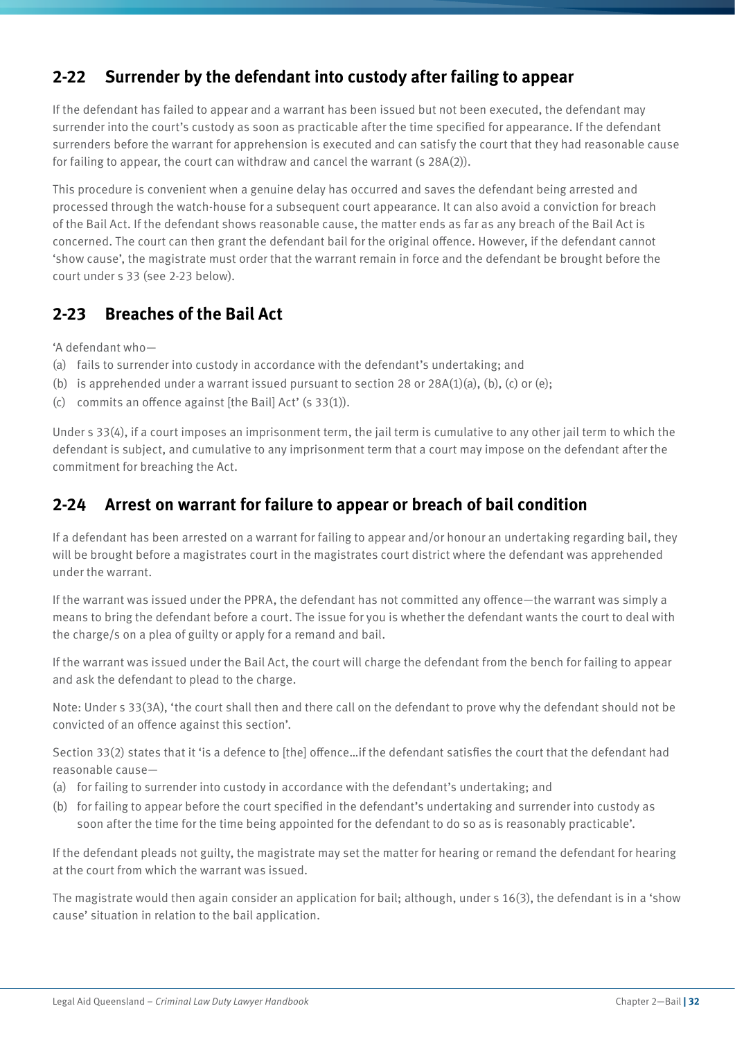## 2-22 Surrender by the defendant into custody after failing to appear

If the defendant has failed to appear and a warrant has been issued but not been executed, the defendant may surrender into the court's custody as soon as practicable after the time specified for appearance. If the defendant surrenders before the warrant for apprehension is executed and can satisfy the court that they had reasonable cause for failing to appear, the court can withdraw and cancel the warrant (s 28A(2)).

This procedure is convenient when a genuine delay has occurred and saves the defendant being arrested and processed through the watch-house for a subsequent court appearance. It can also avoid a conviction for breach of the Bail Act. If the defendant shows reasonable cause, the matter ends as far as any breach of the Bail Act is concerned. The court can then grant the defendant bail for the original offence. However, if the defendant cannot 'show cause', the magistrate must order that the warrant remain in force and the defendant be brought before the court under s 33 (see 2-23 below).

## 2-23 Breaches of the Bail Act

'A defendant who—

(a) fails to surrender into custody in accordance with the defendant's undertaking; and
(b) is apprehended under a warrant issued pursuant to section 28 or 28A(1)(a), (b), (c) or (e);
(c) commits an offence against [the Bail] Act' (s 33(1)).

Under s 33(4), if a court imposes an imprisonment term, the jail term is cumulative to any other jail term to which the defendant is subject, and cumulative to any imprisonment term that a court may impose on the defendant after the commitment for breaching the Act.

## 2-24 Arrest on warrant for failure to appear or breach of bail condition

If a defendant has been arrested on a warrant for failing to appear and/or honour an undertaking regarding bail, they will be brought before a magistrates court in the magistrates court district where the defendant was apprehended under the warrant.

If the warrant was issued under the PPRA, the defendant has not committed any offence—the warrant was simply a means to bring the defendant before a court. The issue for you is whether the defendant wants the court to deal with the charge/s on a plea of guilty or apply for a remand and bail.

If the warrant was issued under the Bail Act, the court will charge the defendant from the bench for failing to appear and ask the defendant to plead to the charge.

Note: Under s 33(3A), 'the court shall then and there call on the defendant to prove why the defendant should not be convicted of an offence against this section'.

Section 33(2) states that it 'is a defence to [the] offence…if the defendant satisfies the court that the defendant had reasonable cause—

(a) for failing to surrender into custody in accordance with the defendant's undertaking; and
(b) for failing to appear before the court specified in the defendant's undertaking and surrender into custody as soon after the time for the time being appointed for the defendant to do so as is reasonably practicable'.

If the defendant pleads not guilty, the magistrate may set the matter for hearing or remand the defendant for hearing at the court from which the warrant was issued.

The magistrate would then again consider an application for bail; although, under s 16(3), the defendant is in a 'show cause' situation in relation to the bail application.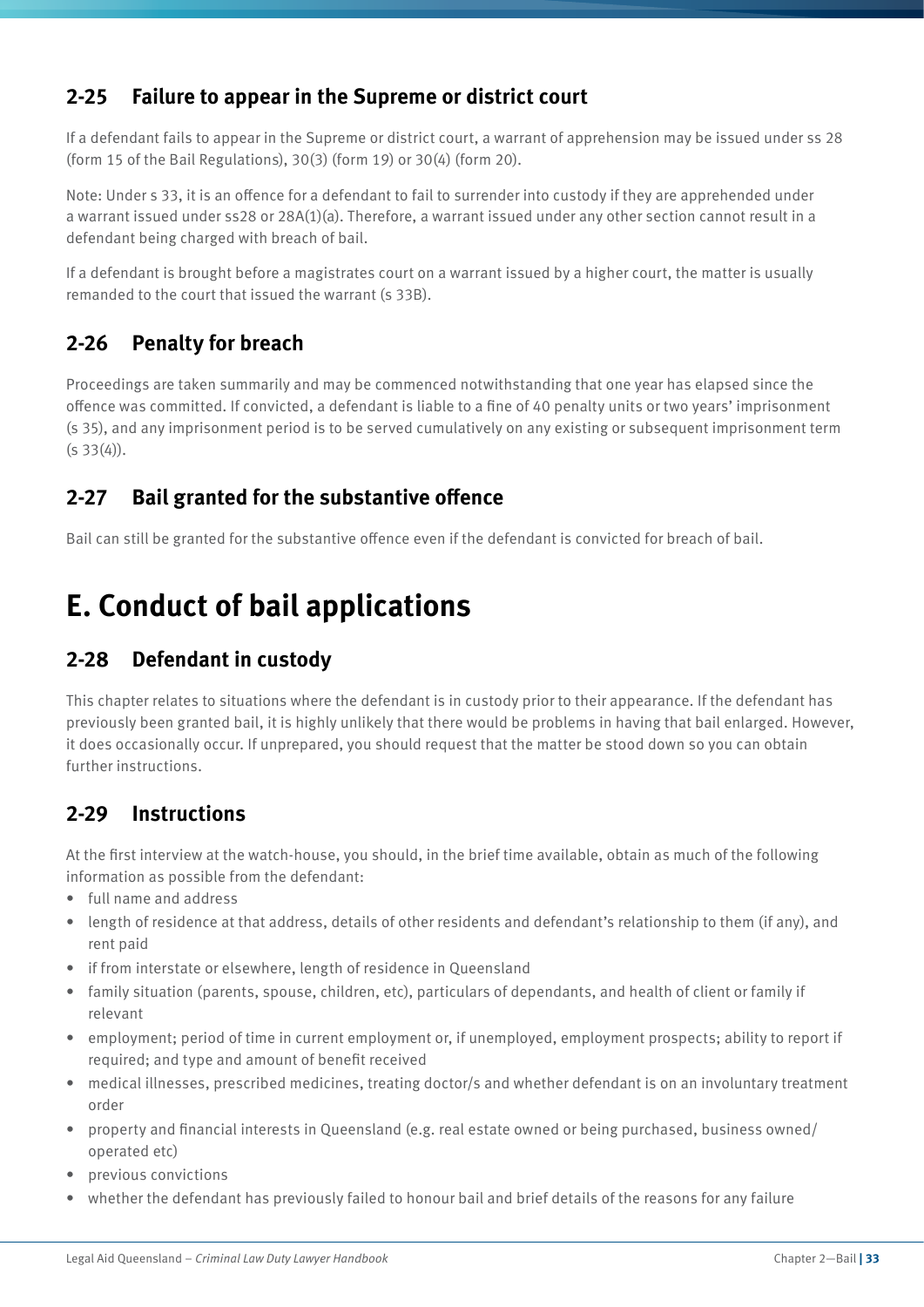## 2-25 Failure to appear in the Supreme or district court

If a defendant fails to appear in the Supreme or district court, a warrant of apprehension may be issued under ss 28 (form 15 of the Bail Regulations), 30(3) (form 19) or 30(4) (form 20).

Note: Under s 33, it is an offence for a defendant to fail to surrender into custody if they are apprehended under a warrant issued under ss28 or 28A(1)(a). Therefore, a warrant issued under any other section cannot result in a defendant being charged with breach of bail.

If a defendant is brought before a magistrates court on a warrant issued by a higher court, the matter is usually remanded to the court that issued the warrant (s 33B).

## 2-26 Penalty for breach

Proceedings are taken summarily and may be commenced notwithstanding that one year has elapsed since the offence was committed. If convicted, a defendant is liable to a fine of 40 penalty units or two years' imprisonment (s 35), and any imprisonment period is to be served cumulatively on any existing or subsequent imprisonment term (s 33(4)).

## 2-27 Bail granted for the substantive offence

Bail can still be granted for the substantive offence even if the defendant is convicted for breach of bail.

# E. Conduct of bail applications

## 2-28 Defendant in custody

This chapter relates to situations where the defendant is in custody prior to their appearance. If the defendant has previously been granted bail, it is highly unlikely that there would be problems in having that bail enlarged. However, it does occasionally occur. If unprepared, you should request that the matter be stood down so you can obtain further instructions.

## 2-29 Instructions

At the first interview at the watch-house, you should, in the brief time available, obtain as much of the following information as possible from the defendant:

- full name and address
- length of residence at that address, details of other residents and defendant's relationship to them (if any), and rent paid
- if from interstate or elsewhere, length of residence in Queensland
- family situation (parents, spouse, children, etc), particulars of dependants, and health of client or family if relevant
- employment; period of time in current employment or, if unemployed, employment prospects; ability to report if required; and type and amount of benefit received
- medical illnesses, prescribed medicines, treating doctor/s and whether defendant is on an involuntary treatment order
- property and financial interests in Queensland (e.g. real estate owned or being purchased, business owned/operated etc)
- previous convictions
- whether the defendant has previously failed to honour bail and brief details of the reasons for any failure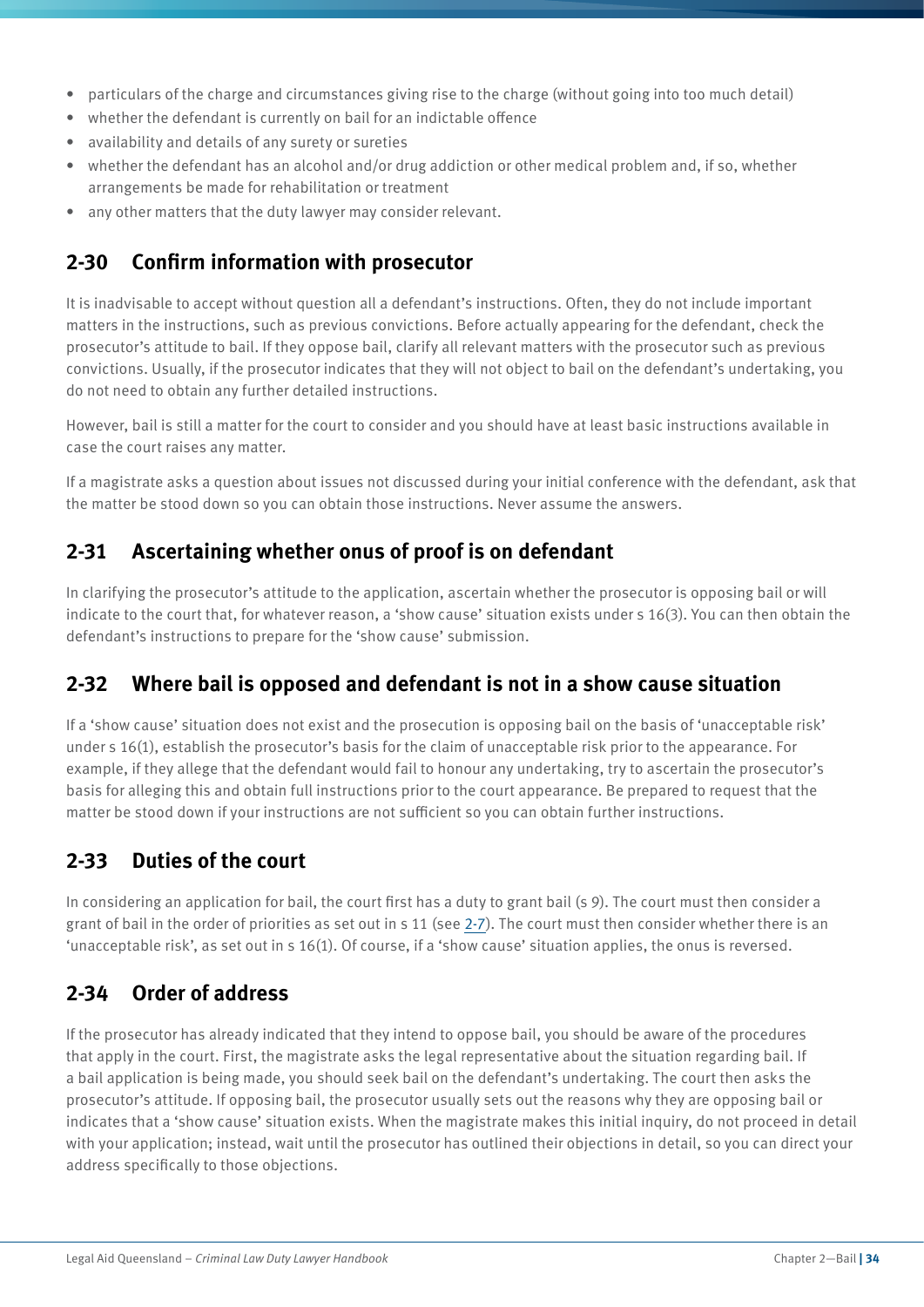- particulars of the charge and circumstances giving rise to the charge (without going into too much detail)
- whether the defendant is currently on bail for an indictable offence
- availability and details of any surety or sureties
- whether the defendant has an alcohol and/or drug addiction or other medical problem and, if so, whether arrangements be made for rehabilitation or treatment
- any other matters that the duty lawyer may consider relevant.

## 2-30 Confirm information with prosecutor

It is inadvisable to accept without question all a defendant's instructions. Often, they do not include important matters in the instructions, such as previous convictions. Before actually appearing for the defendant, check the prosecutor's attitude to bail. If they oppose bail, clarify all relevant matters with the prosecutor such as previous convictions. Usually, if the prosecutor indicates that they will not object to bail on the defendant's undertaking, you do not need to obtain any further detailed instructions.

However, bail is still a matter for the court to consider and you should have at least basic instructions available in case the court raises any matter.

If a magistrate asks a question about issues not discussed during your initial conference with the defendant, ask that the matter be stood down so you can obtain those instructions. Never assume the answers.

## 2-31 Ascertaining whether onus of proof is on defendant

In clarifying the prosecutor's attitude to the application, ascertain whether the prosecutor is opposing bail or will indicate to the court that, for whatever reason, a 'show cause' situation exists under s 16(3). You can then obtain the defendant's instructions to prepare for the 'show cause' submission.

## 2-32 Where bail is opposed and defendant is not in a show cause situation

If a 'show cause' situation does not exist and the prosecution is opposing bail on the basis of 'unacceptable risk' under s 16(1), establish the prosecutor's basis for the claim of unacceptable risk prior to the appearance. For example, if they allege that the defendant would fail to honour any undertaking, try to ascertain the prosecutor's basis for alleging this and obtain full instructions prior to the court appearance. Be prepared to request that the matter be stood down if your instructions are not sufficient so you can obtain further instructions.

## 2-33 Duties of the court

In considering an application for bail, the court first has a duty to grant bail (s 9). The court must then consider a grant of bail in the order of priorities as set out in s 11 (see 2-7). The court must then consider whether there is an 'unacceptable risk', as set out in s 16(1). Of course, if a 'show cause' situation applies, the onus is reversed.

## 2-34 Order of address

If the prosecutor has already indicated that they intend to oppose bail, you should be aware of the procedures that apply in the court. First, the magistrate asks the legal representative about the situation regarding bail. If a bail application is being made, you should seek bail on the defendant's undertaking. The court then asks the prosecutor's attitude. If opposing bail, the prosecutor usually sets out the reasons why they are opposing bail or indicates that a 'show cause' situation exists. When the magistrate makes this initial inquiry, do not proceed in detail with your application; instead, wait until the prosecutor has outlined their objections in detail, so you can direct your address specifically to those objections.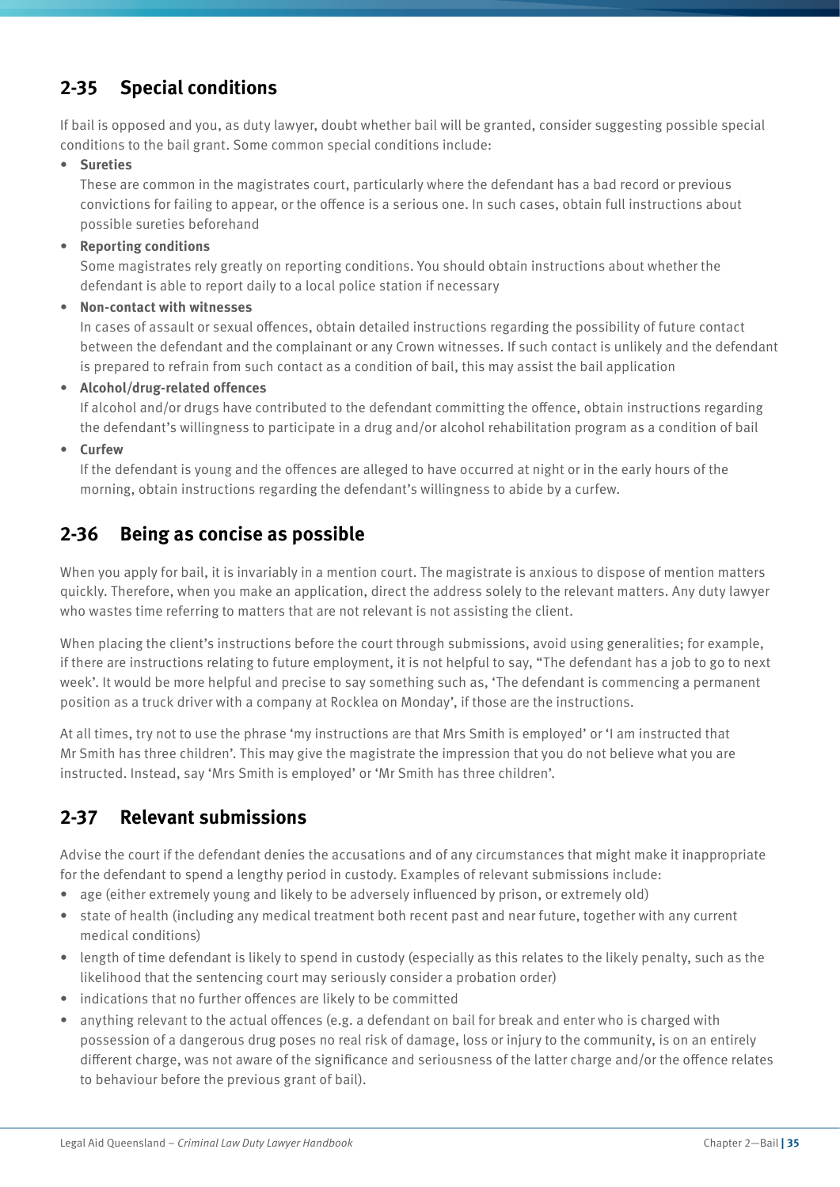## 2-35 Special conditions

If bail is opposed and you, as duty lawyer, doubt whether bail will be granted, consider suggesting possible special conditions to the bail grant. Some common special conditions include:

- **Sureties**
  These are common in the magistrates court, particularly where the defendant has a bad record or previous convictions for failing to appear, or the offence is a serious one. In such cases, obtain full instructions about possible sureties beforehand
- **Reporting conditions**
  Some magistrates rely greatly on reporting conditions. You should obtain instructions about whether the defendant is able to report daily to a local police station if necessary
- **Non-contact with witnesses**
  In cases of assault or sexual offences, obtain detailed instructions regarding the possibility of future contact between the defendant and the complainant or any Crown witnesses. If such contact is unlikely and the defendant is prepared to refrain from such contact as a condition of bail, this may assist the bail application
- **Alcohol/drug-related offences**
  If alcohol and/or drugs have contributed to the defendant committing the offence, obtain instructions regarding the defendant's willingness to participate in a drug and/or alcohol rehabilitation program as a condition of bail
- **Curfew**
  If the defendant is young and the offences are alleged to have occurred at night or in the early hours of the morning, obtain instructions regarding the defendant's willingness to abide by a curfew.

## 2-36 Being as concise as possible

When you apply for bail, it is invariably in a mention court. The magistrate is anxious to dispose of mention matters quickly. Therefore, when you make an application, direct the address solely to the relevant matters. Any duty lawyer who wastes time referring to matters that are not relevant is not assisting the client.

When placing the client's instructions before the court through submissions, avoid using generalities; for example, if there are instructions relating to future employment, it is not helpful to say, "The defendant has a job to go to next week'. It would be more helpful and precise to say something such as, 'The defendant is commencing a permanent position as a truck driver with a company at Rocklea on Monday', if those are the instructions.

At all times, try not to use the phrase 'my instructions are that Mrs Smith is employed' or 'I am instructed that Mr Smith has three children'. This may give the magistrate the impression that you do not believe what you are instructed. Instead, say 'Mrs Smith is employed' or 'Mr Smith has three children'.

## 2-37 Relevant submissions

Advise the court if the defendant denies the accusations and of any circumstances that might make it inappropriate for the defendant to spend a lengthy period in custody. Examples of relevant submissions include:

- age (either extremely young and likely to be adversely influenced by prison, or extremely old)
- state of health (including any medical treatment both recent past and near future, together with any current medical conditions)
- length of time defendant is likely to spend in custody (especially as this relates to the likely penalty, such as the likelihood that the sentencing court may seriously consider a probation order)
- indications that no further offences are likely to be committed
- anything relevant to the actual offences (e.g. a defendant on bail for break and enter who is charged with possession of a dangerous drug poses no real risk of damage, loss or injury to the community, is on an entirely different charge, was not aware of the significance and seriousness of the latter charge and/or the offence relates to behaviour before the previous grant of bail).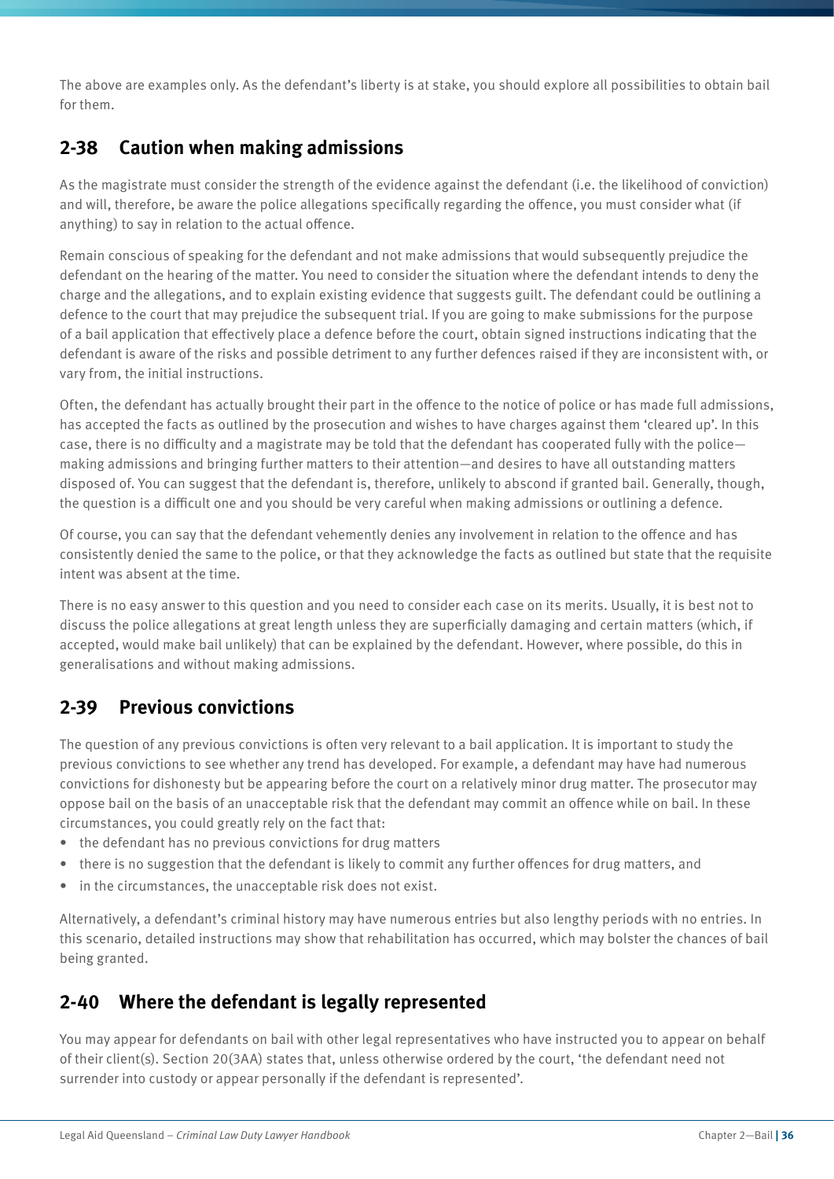The above are examples only. As the defendant's liberty is at stake, you should explore all possibilities to obtain bail for them.

## 2-38 Caution when making admissions

As the magistrate must consider the strength of the evidence against the defendant (i.e. the likelihood of conviction) and will, therefore, be aware the police allegations specifically regarding the offence, you must consider what (if anything) to say in relation to the actual offence.

Remain conscious of speaking for the defendant and not make admissions that would subsequently prejudice the defendant on the hearing of the matter. You need to consider the situation where the defendant intends to deny the charge and the allegations, and to explain existing evidence that suggests guilt. The defendant could be outlining a defence to the court that may prejudice the subsequent trial. If you are going to make submissions for the purpose of a bail application that effectively place a defence before the court, obtain signed instructions indicating that the defendant is aware of the risks and possible detriment to any further defences raised if they are inconsistent with, or vary from, the initial instructions.

Often, the defendant has actually brought their part in the offence to the notice of police or has made full admissions, has accepted the facts as outlined by the prosecution and wishes to have charges against them 'cleared up'. In this case, there is no difficulty and a magistrate may be told that the defendant has cooperated fully with the police—making admissions and bringing further matters to their attention—and desires to have all outstanding matters disposed of. You can suggest that the defendant is, therefore, unlikely to abscond if granted bail. Generally, though, the question is a difficult one and you should be very careful when making admissions or outlining a defence.

Of course, you can say that the defendant vehemently denies any involvement in relation to the offence and has consistently denied the same to the police, or that they acknowledge the facts as outlined but state that the requisite intent was absent at the time.

There is no easy answer to this question and you need to consider each case on its merits. Usually, it is best not to discuss the police allegations at great length unless they are superficially damaging and certain matters (which, if accepted, would make bail unlikely) that can be explained by the defendant. However, where possible, do this in generalisations and without making admissions.

## 2-39 Previous convictions

The question of any previous convictions is often very relevant to a bail application. It is important to study the previous convictions to see whether any trend has developed. For example, a defendant may have had numerous convictions for dishonesty but be appearing before the court on a relatively minor drug matter. The prosecutor may oppose bail on the basis of an unacceptable risk that the defendant may commit an offence while on bail. In these circumstances, you could greatly rely on the fact that:

- the defendant has no previous convictions for drug matters
- there is no suggestion that the defendant is likely to commit any further offences for drug matters, and
- in the circumstances, the unacceptable risk does not exist.

Alternatively, a defendant's criminal history may have numerous entries but also lengthy periods with no entries. In this scenario, detailed instructions may show that rehabilitation has occurred, which may bolster the chances of bail being granted.

## 2-40 Where the defendant is legally represented

You may appear for defendants on bail with other legal representatives who have instructed you to appear on behalf of their client(s). Section 20(3AA) states that, unless otherwise ordered by the court, 'the defendant need not surrender into custody or appear personally if the defendant is represented'.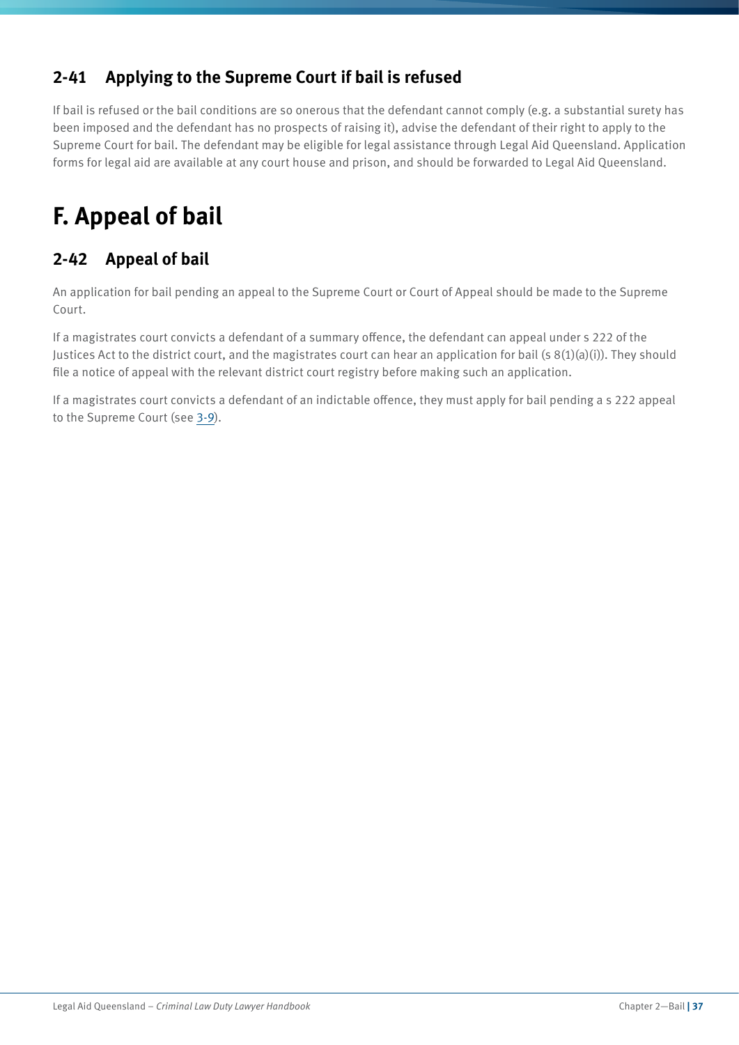### 2-41 Applying to the Supreme Court if bail is refused

If bail is refused or the bail conditions are so onerous that the defendant cannot comply (e.g. a substantial surety has been imposed and the defendant has no prospects of raising it), advise the defendant of their right to apply to the Supreme Court for bail. The defendant may be eligible for legal assistance through Legal Aid Queensland. Application forms for legal aid are available at any court house and prison, and should be forwarded to Legal Aid Queensland.

## F. Appeal of bail

### 2-42 Appeal of bail

An application for bail pending an appeal to the Supreme Court or Court of Appeal should be made to the Supreme Court.

If a magistrates court convicts a defendant of a summary offence, the defendant can appeal under s 222 of the Justices Act to the district court, and the magistrates court can hear an application for bail (s 8(1)(a)(i)). They should file a notice of appeal with the relevant district court registry before making such an application.

If a magistrates court convicts a defendant of an indictable offence, they must apply for bail pending a s 222 appeal to the Supreme Court (see *3-9*).